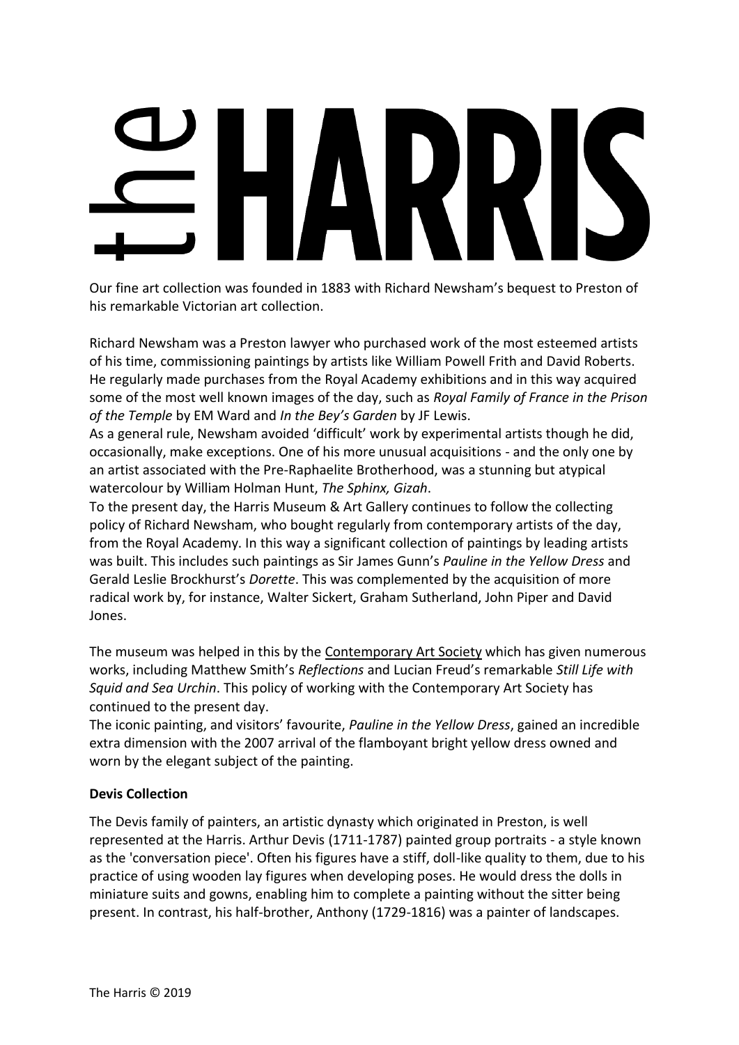# the HARRIS

Our fine art collection was founded in 1883 with Richard Newsham's bequest to Preston of his remarkable Victorian art collection.

Richard Newsham was a Preston lawyer who purchased work of the most esteemed artists of his time, commissioning paintings by artists like William Powell Frith and David Roberts. He regularly made purchases from the Royal Academy exhibitions and in this way acquired some of the most well known images of the day, such as *Royal Family of France in the Prison of the Temple* by EM Ward and *In the Bey's Garden* by JF Lewis.

As a general rule, Newsham avoided 'difficult' work by experimental artists though he did, occasionally, make exceptions. One of his more unusual acquisitions - and the only one by an artist associated with the Pre-Raphaelite Brotherhood, was a stunning but atypical watercolour by William Holman Hunt, *The Sphinx, Gizah*.

To the present day, the Harris Museum & Art Gallery continues to follow the collecting policy of Richard Newsham, who bought regularly from contemporary artists of the day, from the Royal Academy. In this way a significant collection of paintings by leading artists was built. This includes such paintings as Sir James Gunn's *Pauline in the Yellow Dress* and Gerald Leslie Brockhurst's *Dorette*. This was complemented by the acquisition of more radical work by, for instance, Walter Sickert, Graham Sutherland, John Piper and David Jones.

The museum was helped in this by the Contemporary Art Society which has given numerous works, including Matthew Smith's *Reflections* and Lucian Freud's remarkable *Still Life with Squid and Sea Urchin*. This policy of working with the Contemporary Art Society has continued to the present day.

The iconic painting, and visitors' favourite, *Pauline in the Yellow Dress*, gained an incredible extra dimension with the 2007 arrival of the flamboyant bright yellow dress owned and worn by the elegant subject of the painting.

**Devis Collection**

The Devis family of painters, an artistic dynasty which originated in Preston, is well represented at the Harris. Arthur Devis (1711-1787) painted group portraits - a style known as the 'conversation piece'. Often his figures have a stiff, doll-like quality to them, due to his practice of using wooden lay figures when developing poses. He would dress the dolls in miniature suits and gowns, enabling him to complete a painting without the sitter being present. In contrast, his half-brother, Anthony (1729-1816) was a painter of landscapes.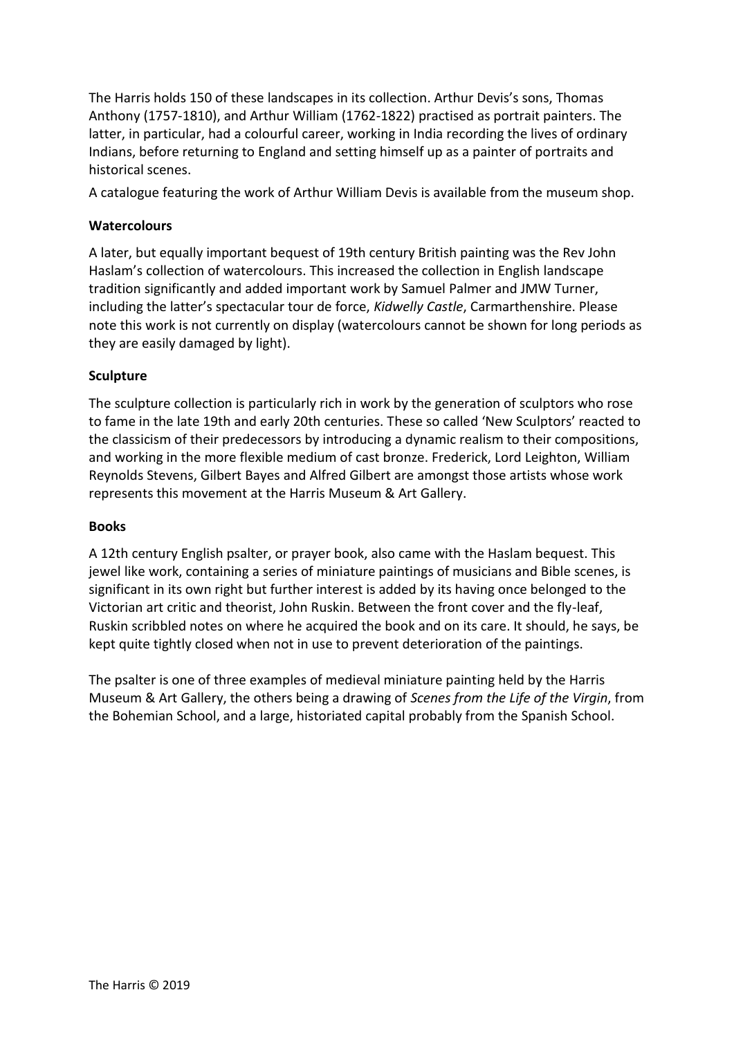The Harris holds 150 of these landscapes in its collection. Arthur Devis's sons, Thomas Anthony (1757-1810), and Arthur William (1762-1822) practised as portrait painters. The latter, in particular, had a colourful career, working in India recording the lives of ordinary Indians, before returning to England and setting himself up as a painter of portraits and historical scenes.

A catalogue featuring the work of Arthur William Devis is available from the museum shop.

**Watercolours**

A later, but equally important bequest of 19th century British painting was the Rev John Haslam's collection of watercolours. This increased the collection in English landscape tradition significantly and added important work by Samuel Palmer and JMW Turner, including the latter's spectacular tour de force, *Kidwelly Castle*, Carmarthenshire. Please note this work is not currently on display (watercolours cannot be shown for long periods as they are easily damaged by light).

**Sculpture**

The sculpture collection is particularly rich in work by the generation of sculptors who rose to fame in the late 19th and early 20th centuries. These so called 'New Sculptors' reacted to the classicism of their predecessors by introducing a dynamic realism to their compositions, and working in the more flexible medium of cast bronze. Frederick, Lord Leighton, William Reynolds Stevens, Gilbert Bayes and Alfred Gilbert are amongst those artists whose work represents this movement at the Harris Museum & Art Gallery.

**Books**

A 12th century English psalter, or prayer book, also came with the Haslam bequest. This jewel like work, containing a series of miniature paintings of musicians and Bible scenes, is significant in its own right but further interest is added by its having once belonged to the Victorian art critic and theorist, John Ruskin. Between the front cover and the fly-leaf, Ruskin scribbled notes on where he acquired the book and on its care. It should, he says, be kept quite tightly closed when not in use to prevent deterioration of the paintings.

The psalter is one of three examples of medieval miniature painting held by the Harris Museum & Art Gallery, the others being a drawing of *Scenes from the Life of the Virgin*, from the Bohemian School, and a large, historiated capital probably from the Spanish School.

The Harris © 2019